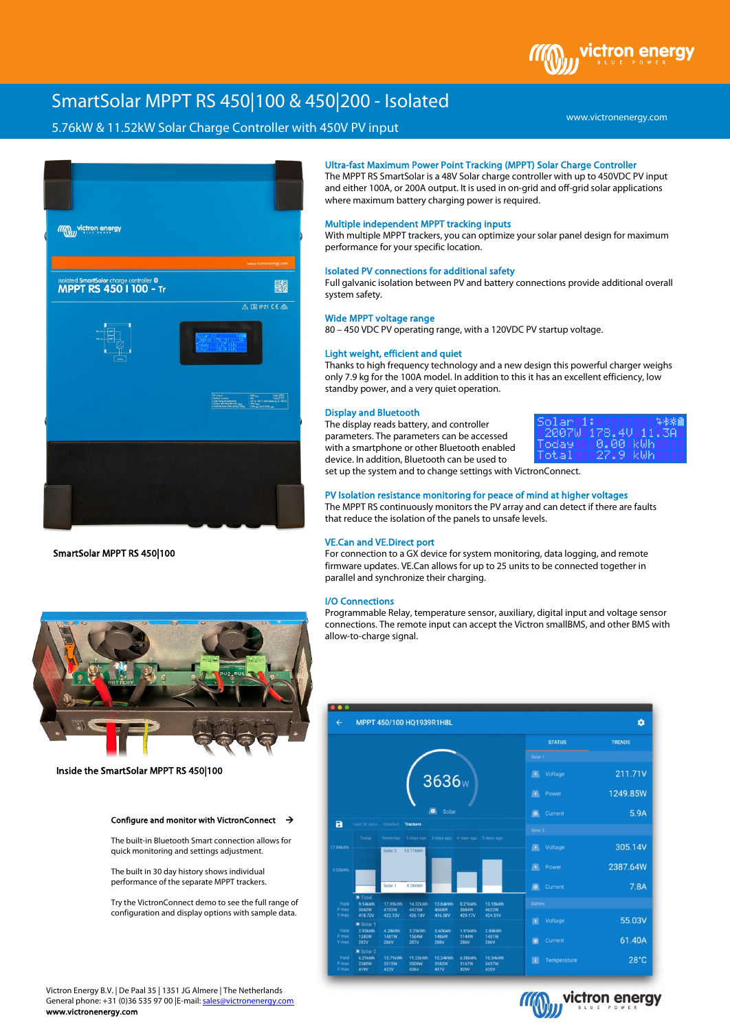# SmartSolar MPPT RS 450|100 & 450|200 - Isolated

## 5.76kW & 11.52kW Solar Charge Controller with 450V PV input

www.victronenergy.com

SmartSolar MPPT RS 450|100

Inside the SmartSolar MPPT RS 450|100

**Configure and monitor with VictronConnect** →

The built-in Bluetooth Smart connection allows for quick monitoring and settings adjustment.

The built in 30 day history shows individual performance of the separate MPPT trackers.

Try the VictronConnect demo to see the full range of configuration and display options with sample data.

### Ultra-fast Maximum Power Point Tracking (MPPT) Solar Charge Controller

The MPPT RS SmartSolar is a 48V Solar charge controller with up to 450VDC PV input and either 100A, or 200A output. It is used in on-grid and off-grid solar applications where maximum battery charging power is required.

### Multiple independent MPPT tracking inputs

With multiple MPPT trackers, you can optimize your solar panel design for maximum performance for your specific location.

### Isolated PV connections for additional safety

Full galvanic isolation between PV and battery connections provide additional overall system safety.

### Wide MPPT voltage range

80 – 450 VDC PV operating range, with a 120VDC PV startup voltage.

### Light weight, efficient and quiet

Thanks to high frequency technology and a new design this powerful charger weighs only 7.9 kg for the 100A model. In addition to this it has an excellent efficiency, low standby power, and a very quiet operation.

### Display and Bluetooth

The display reads battery, and controller parameters. The parameters can be accessed with a smartphone or other Bluetooth enabled device. In addition, Bluetooth can be used to set up the system and to change settings with VictronConnect.

### PV Isolation resistance monitoring for peace of mind at higher voltages

The MPPT RS continuously monitors the PV array and can detect if there are faults that reduce the isolation of the panels to unsafe levels.

### VE.Can and VE.Direct port

For connection to a GX device for system monitoring, data logging, and remote firmware updates. VE.Can allows for up to 25 units to be connected together in parallel and synchronize their charging.

### I/O Connections

Programmable Relay, temperature sensor, auxiliary, digital input and voltage sensor connections. The remote input can accept the Victron smallBMS, and other BMS with allow-to-charge signal.

Victron Energy B.V. | De Paal 35 | 1351 JG Almere | The Netherlands
General phone: +31 (0)36 535 97 00 | E-mail: sales@victronenergy.com
**www.victronenergy.com**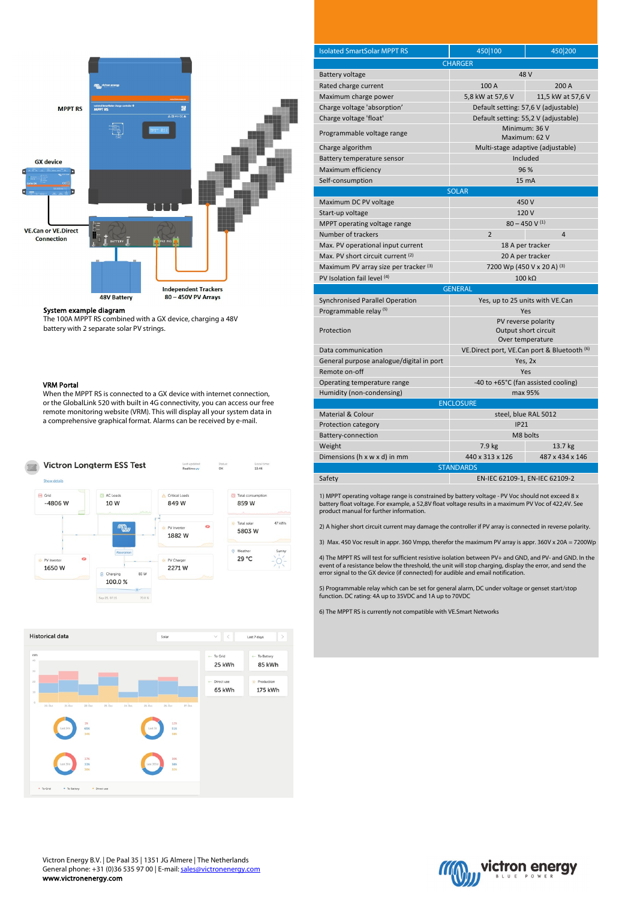MPPT RS

GX device

VE.Can or VE.Direct Connection

48V Battery

Independent Trackers
80 – 450V PV Arrays

**System example diagram**
The 100A MPPT RS combined with a GX device, charging a 48V battery with 2 separate solar PV strings.

**VRM Portal**
When the MPPT RS is connected to a GX device with internet connection, or the GlobalLink 520 with built in 4G connectivity, you can access our free remote monitoring website (VRM). This will display all your system data in a comprehensive graphical format. Alarms can be received by e-mail.

Victron Longterm ESS Test

Historical data

| Isolated SmartSolar MPPT RS | 450\|100 | 450\|200 |
|---|---|---|
| **CHARGER** | | |
| Battery voltage | 48 V | |
| Rated charge current | 100 A | 200 A |
| Maximum charge power | 5,8 kW at 57,6 V | 11,5 kW at 57,6 V |
| Charge voltage 'absorption' | Default setting: 57,6 V (adjustable) | |
| Charge voltage 'float' | Default setting: 55,2 V (adjustable) | |
| Programmable voltage range | Minimum: 36 V<br>Maximum: 62 V | |
| Charge algorithm | Multi-stage adaptive (adjustable) | |
| Battery temperature sensor | Included | |
| Maximum efficiency | 96 % | |
| Self-consumption | 15 mA | |
| **SOLAR** | | |
| Maximum DC PV voltage | 450 V | |
| Start-up voltage | 120 V | |
| MPPT operating voltage range | 80 – 450 V (1) | |
| Number of trackers | 2 | 4 |
| Max. PV operational input current | 18 A per tracker | |
| Max. PV short circuit current (2) | 20 A per tracker | |
| Maximum PV array size per tracker (3) | 7200 Wp (450 V x 20 A) (3) | |
| PV Isolation fail level (4) | 100 kΩ | |
| **GENERAL** | | |
| Synchronised Parallel Operation | Yes, up to 25 units with VE.Can | |
| Programmable relay (5) | Yes | |
| Protection | PV reverse polarity<br>Output short circuit<br>Over temperature | |
| Data communication | VE.Direct port, VE.Can port & Bluetooth (6) | |
| General purpose analogue/digital in port | Yes, 2x | |
| Remote on-off | Yes | |
| Operating temperature range | -40 to +65°C (fan assisted cooling) | |
| Humidity (non-condensing) | max 95% | |
| **ENCLOSURE** | | |
| Material & Colour | steel, blue RAL 5012 | |
| Protection category | IP21 | |
| Battery-connection | M8 bolts | |
| Weight | 7.9 kg | 13.7 kg |
| Dimensions (h x w x d) in mm | 440 x 313 x 126 | 487 x 434 x 146 |
| **STANDARDS** | | |
| Safety | EN-IEC 62109-1, EN-IEC 62109-2 | |

1) MPPT operating voltage range is constrained by battery voltage - PV Voc should not exceed 8 x battery float voltage. For example, a 52,8V float voltage results in a maximum PV Voc of 422,4V. See product manual for further information.

2) A higher short circuit current may damage the controller if PV array is connected in reverse polarity.

3) Max. 450 Voc result in appr. 360 Vmpp, therefor the maximum PV array is appr. 360V x 20A = 7200Wp

4) The MPPT RS will test for sufficient resistive isolation between PV+ and GND, and PV- and GND. In the event of a resistance below the threshold, the unit will stop charging, display the error, and send the error signal to the GX device (if connected) for audible and email notification.

5) Programmable relay which can be set for general alarm, DC under voltage or genset start/stop function. DC rating: 4A up to 35VDC and 1A up to 70VDC

6) The MPPT RS is currently not compatible with VE.Smart Networks

Victron Energy B.V. | De Paal 35 | 1351 JG Almere | The Netherlands
General phone: +31 (0)36 535 97 00 | E-mail: sales@victronenergy.com
**www.victronenergy.com**